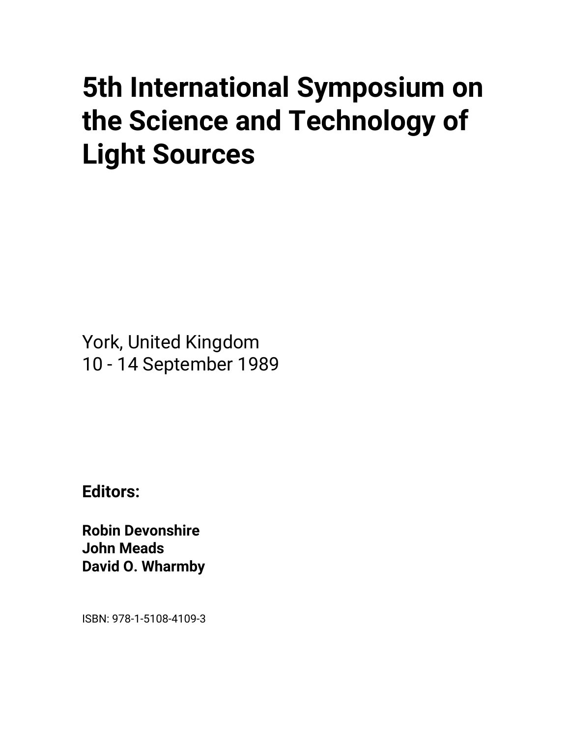# 5th International Symposium on the Science and Technology of Light Sources

York, United Kingdom
10 - 14 September 1989

**Editors:**

**Robin Devonshire**
**John Meads**
**David O. Wharmby**

ISBN: 978-1-5108-4109-3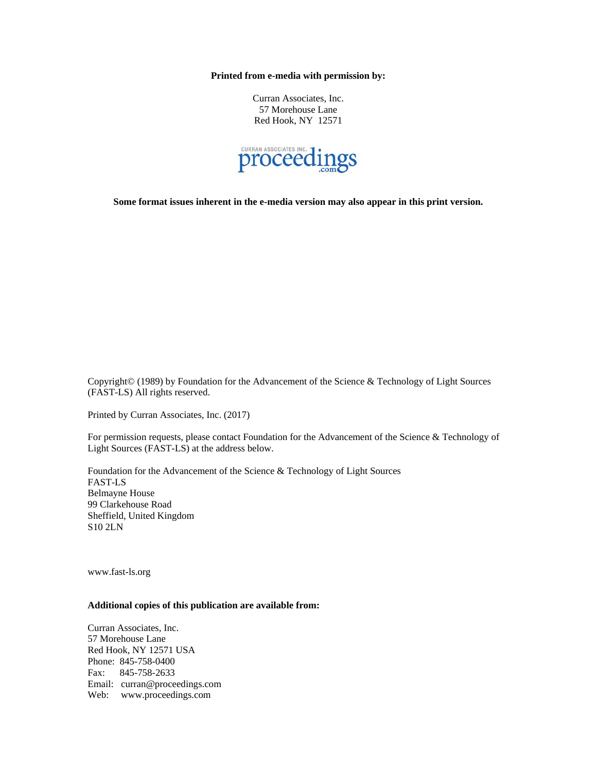**Printed from e-media with permission by:**

Curran Associates, Inc.
57 Morehouse Lane
Red Hook, NY 12571

CURRAN ASSOCIATES INC. proceedings.com

**Some format issues inherent in the e-media version may also appear in this print version.**

Copyright© (1989) by Foundation for the Advancement of the Science & Technology of Light Sources (FAST-LS) All rights reserved.

Printed by Curran Associates, Inc. (2017)

For permission requests, please contact Foundation for the Advancement of the Science & Technology of Light Sources (FAST-LS) at the address below.

Foundation for the Advancement of the Science & Technology of Light Sources
FAST-LS
Belmayne House
99 Clarkehouse Road
Sheffield, United Kingdom
S10 2LN

www.fast-ls.org

**Additional copies of this publication are available from:**

Curran Associates, Inc.
57 Morehouse Lane
Red Hook, NY 12571 USA
Phone: 845-758-0400
Fax: 845-758-2633
Email: curran@proceedings.com
Web: www.proceedings.com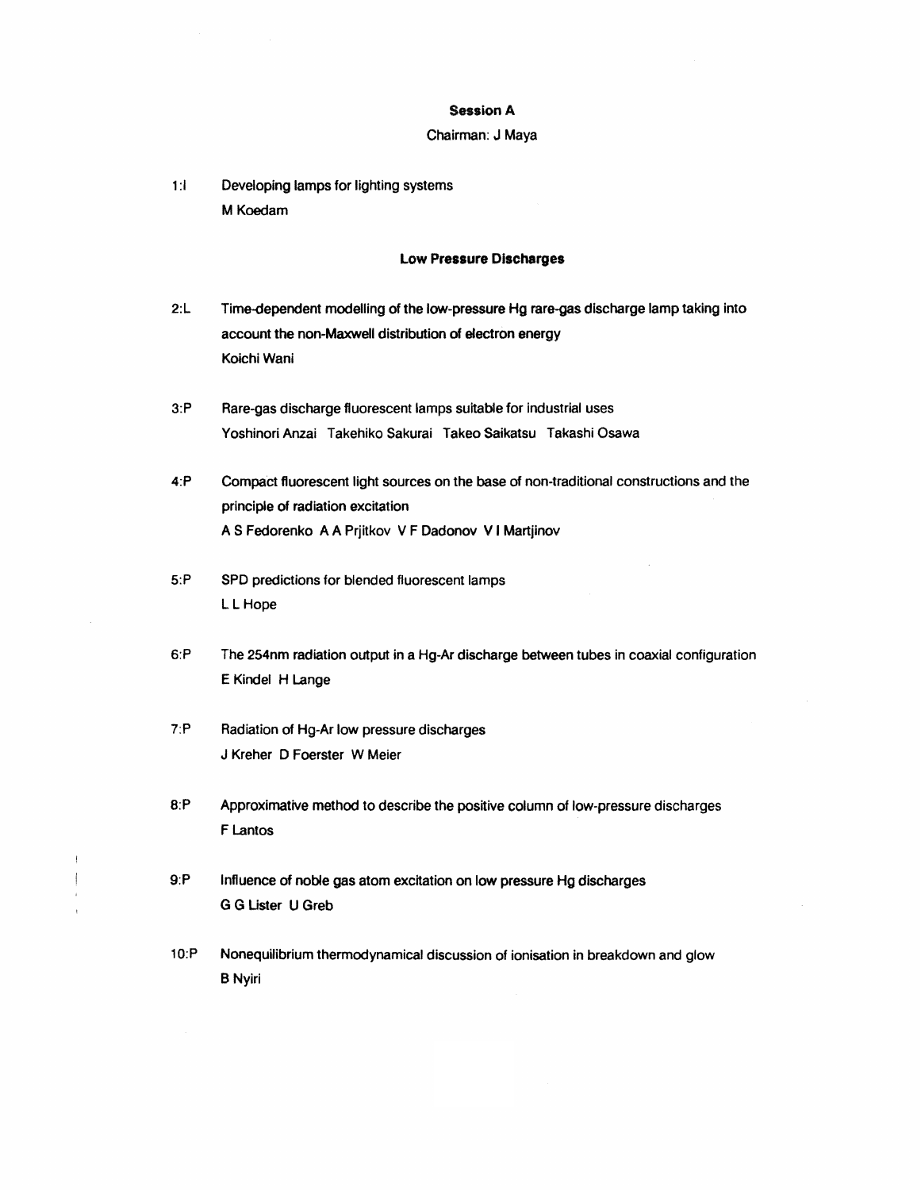## Session A

Chairman: J Maya

1:I Developing lamps for lighting systems
M Koedam

### Low Pressure Discharges

2:L Time-dependent modelling of the low-pressure Hg rare-gas discharge lamp taking into account the non-Maxwell distribution of electron energy
Koichi Wani

3:P Rare-gas discharge fluorescent lamps suitable for industrial uses
Yoshinori Anzai Takehiko Sakurai Takeo Saikatsu Takashi Osawa

4:P Compact fluorescent light sources on the base of non-traditional constructions and the principle of radiation excitation
A S Fedorenko A A Prjitkov V F Dadonov V I Martjinov

5:P SPD predictions for blended fluorescent lamps
L L Hope

6:P The 254nm radiation output in a Hg-Ar discharge between tubes in coaxial configuration
E Kindel H Lange

7:P Radiation of Hg-Ar low pressure discharges
J Kreher D Foerster W Meier

8:P Approximative method to describe the positive column of low-pressure discharges
F Lantos

9:P Influence of noble gas atom excitation on low pressure Hg discharges
G G Lister U Greb

10:P Nonequilibrium thermodynamical discussion of ionisation in breakdown and glow
B Nyiri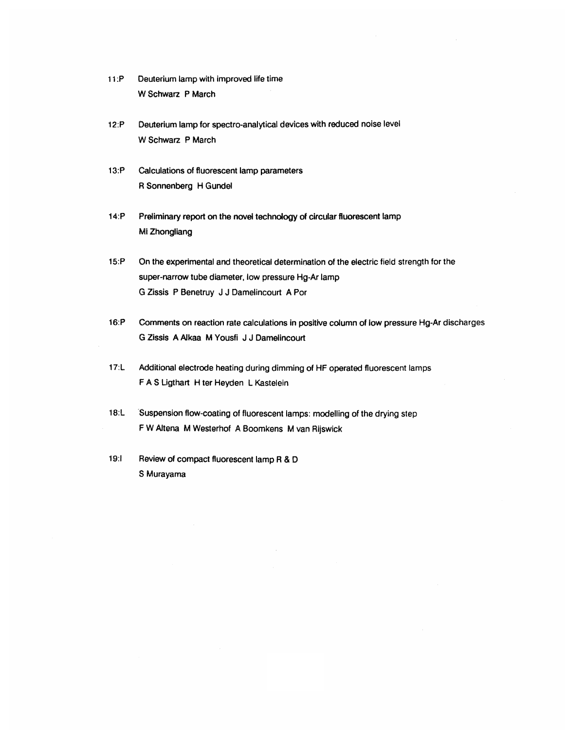11:P Deuterium lamp with improved life time
W Schwarz P March

12:P Deuterium lamp for spectro-analytical devices with reduced noise level
W Schwarz P March

13:P Calculations of fluorescent lamp parameters
R Sonnenberg H Gundel

14:P Preliminary report on the novel technology of circular fluorescent lamp
Mi Zhongliang

15:P On the experimental and theoretical determination of the electric field strength for the super-narrow tube diameter, low pressure Hg-Ar lamp
G Zissis P Benetruy J J Damelincourt A Por

16:P Comments on reaction rate calculations in positive column of low pressure Hg-Ar discharges
G Zissis A Alkaa M Yousfi J J Damelincourt

17:L Additional electrode heating during dimming of HF operated fluorescent lamps
F A S Ligthart H ter Heyden L Kastelein

18:L Suspension flow-coating of fluorescent lamps: modelling of the drying step
F W Altena M Westerhof A Boomkens M van Rijswick

19:I Review of compact fluorescent lamp R & D
S Murayama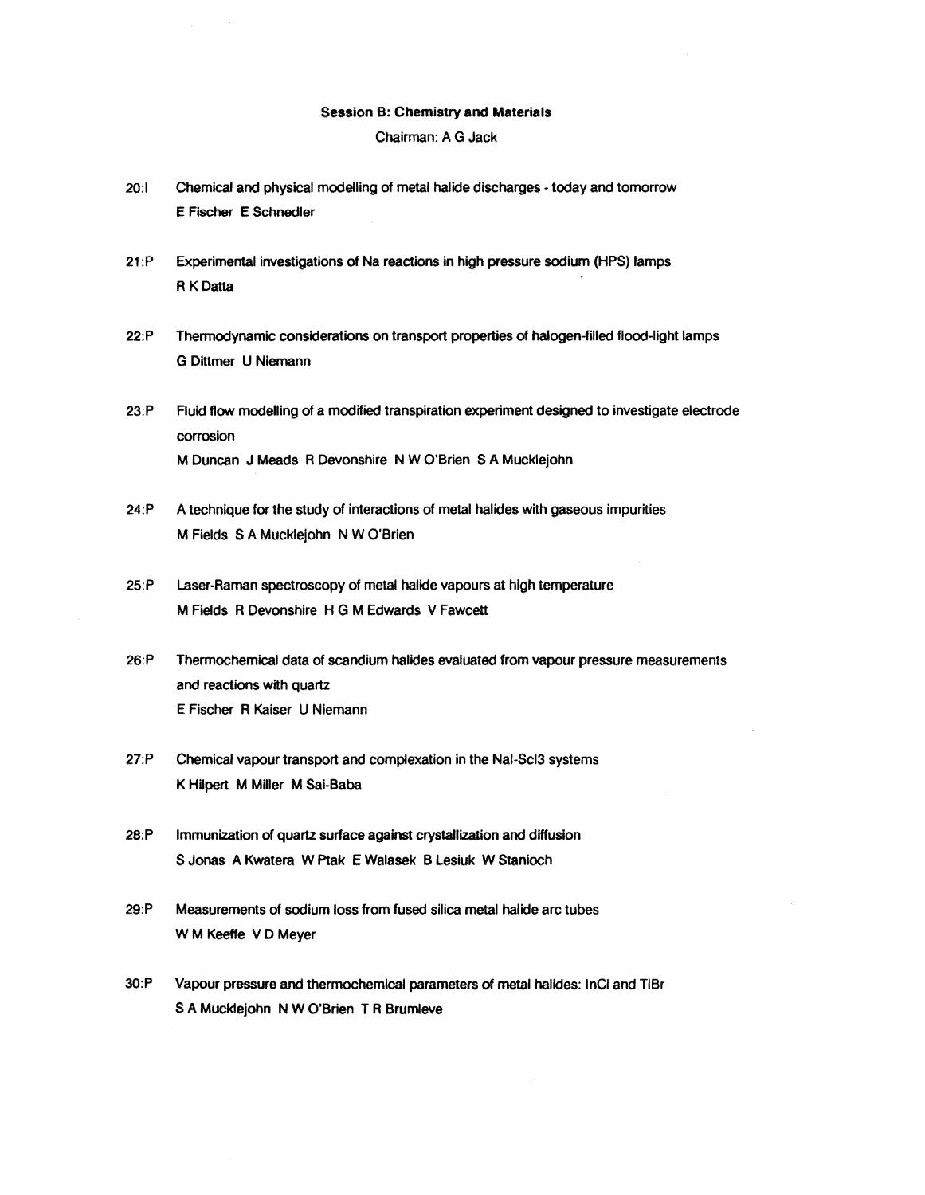## Session B: Chemistry and Materials

Chairman: A G Jack

20:I Chemical and physical modelling of metal halide discharges - today and tomorrow
E Fischer E Schnedler

21:P Experimental investigations of Na reactions in high pressure sodium (HPS) lamps
R K Datta

22:P Thermodynamic considerations on transport properties of halogen-filled flood-light lamps
G Dittmer U Niemann

23:P Fluid flow modelling of a modified transpiration experiment designed to investigate electrode corrosion
M Duncan J Meads R Devonshire N W O'Brien S A Mucklejohn

24:P A technique for the study of interactions of metal halides with gaseous impurities
M Fields S A Mucklejohn N W O'Brien

25:P Laser-Raman spectroscopy of metal halide vapours at high temperature
M Fields R Devonshire H G M Edwards V Fawcett

26:P Thermochemical data of scandium halides evaluated from vapour pressure measurements and reactions with quartz
E Fischer R Kaiser U Niemann

27:P Chemical vapour transport and complexation in the NaI-ScI3 systems
K Hilpert M Miller M Sai-Baba

28:P Immunization of quartz surface against crystallization and diffusion
S Jonas A Kwatera W Ptak E Walasek B Lesiuk W Stanioch

29:P Measurements of sodium loss from fused silica metal halide arc tubes
W M Keeffe V D Meyer

30:P Vapour pressure and thermochemical parameters of metal halides: InCl and TlBr
S A Mucklejohn N W O'Brien T R Brumleve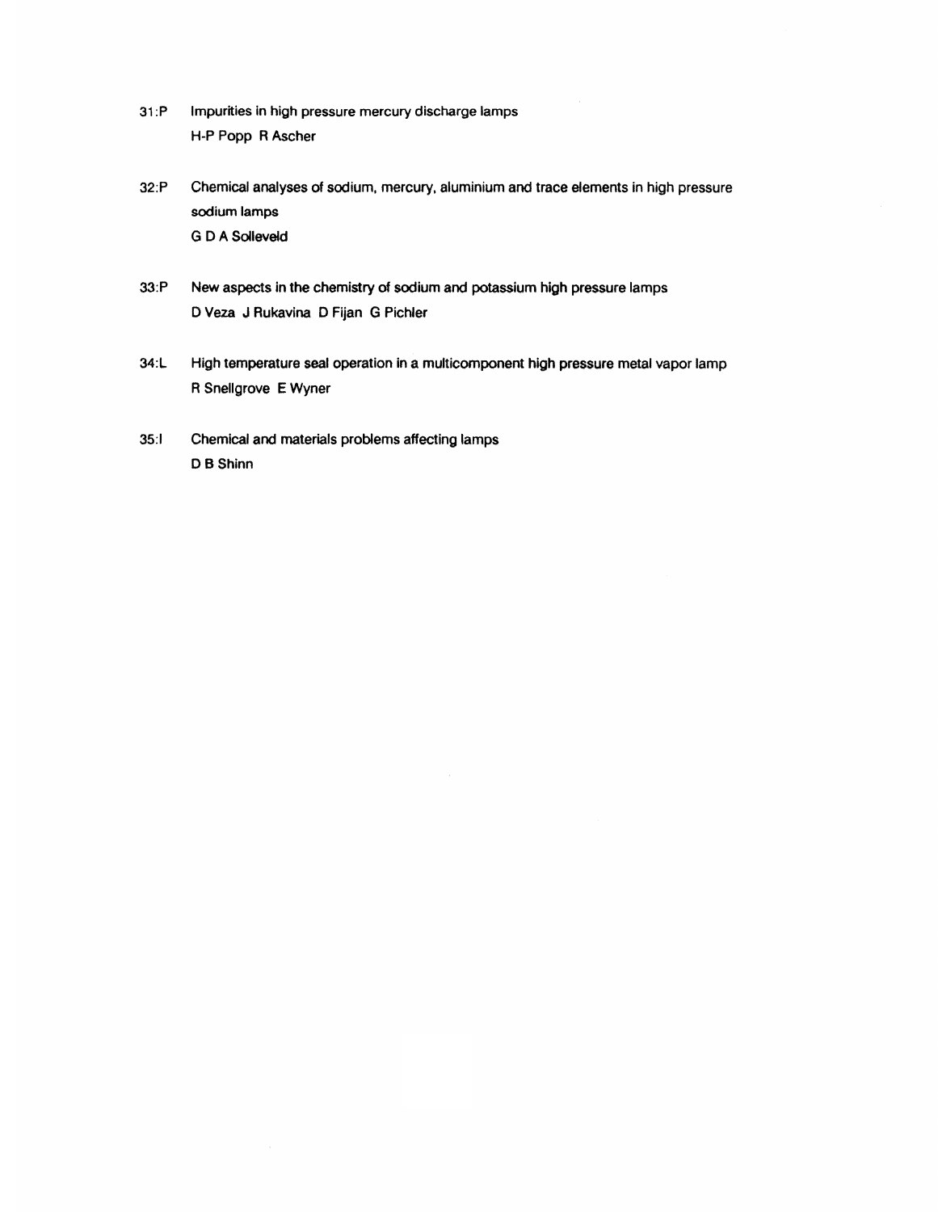31:P Impurities in high pressure mercury discharge lamps
H-P Popp R Ascher

32:P Chemical analyses of sodium, mercury, aluminium and trace elements in high pressure sodium lamps
G D A Solleveld

33:P New aspects in the chemistry of sodium and potassium high pressure lamps
D Veza J Rukavina D Fijan G Pichler

34:L High temperature seal operation in a multicomponent high pressure metal vapor lamp
R Snellgrove E Wyner

35:I Chemical and materials problems affecting lamps
D B Shinn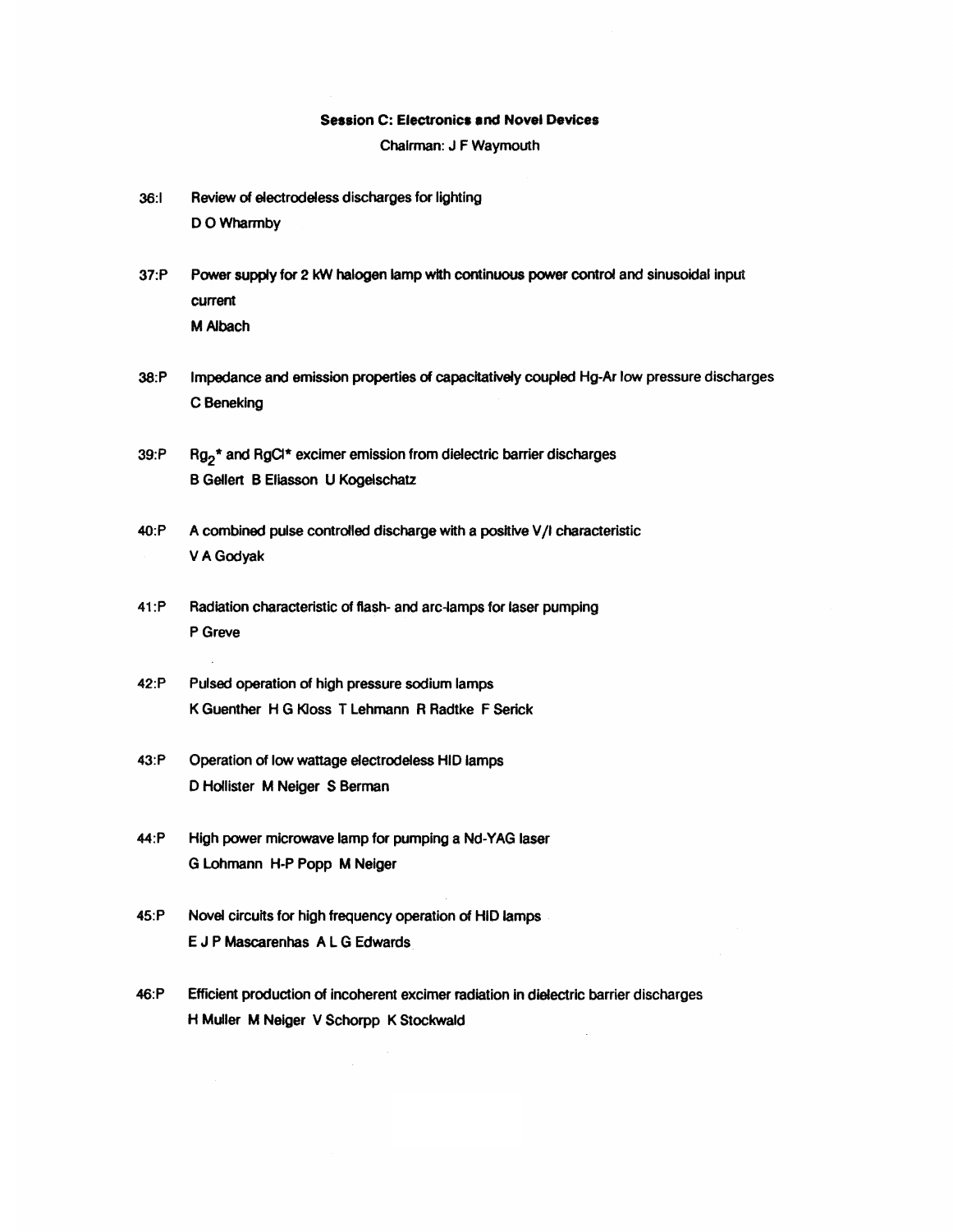**Session C: Electronics and Novel Devices**

Chairman: J F Waymouth

36:I Review of electrodeless discharges for lighting
D O Wharmby

37:P Power supply for 2 kW halogen lamp with continuous power control and sinusoidal input current
M Albach

38:P Impedance and emission properties of capacitatively coupled Hg-Ar low pressure discharges
C Beneking

39:P $Rg_2$* and RgCl* excimer emission from dielectric barrier discharges
B Gellert B Eliasson U Kogelschatz

40:P A combined pulse controlled discharge with a positive V/I characteristic
V A Godyak

41:P Radiation characteristic of flash- and arc-lamps for laser pumping
P Greve

42:P Pulsed operation of high pressure sodium lamps
K Guenther H G Kloss T Lehmann R Radtke F Serick

43:P Operation of low wattage electrodeless HID lamps
D Hollister M Neiger S Berman

44:P High power microwave lamp for pumping a Nd-YAG laser
G Lohmann H-P Popp M Neiger

45:P Novel circuits for high frequency operation of HID lamps
E J P Mascarenhas A L G Edwards

46:P Efficient production of incoherent excimer radiation in dielectric barrier discharges
H Muller M Neiger V Schorpp K Stockwald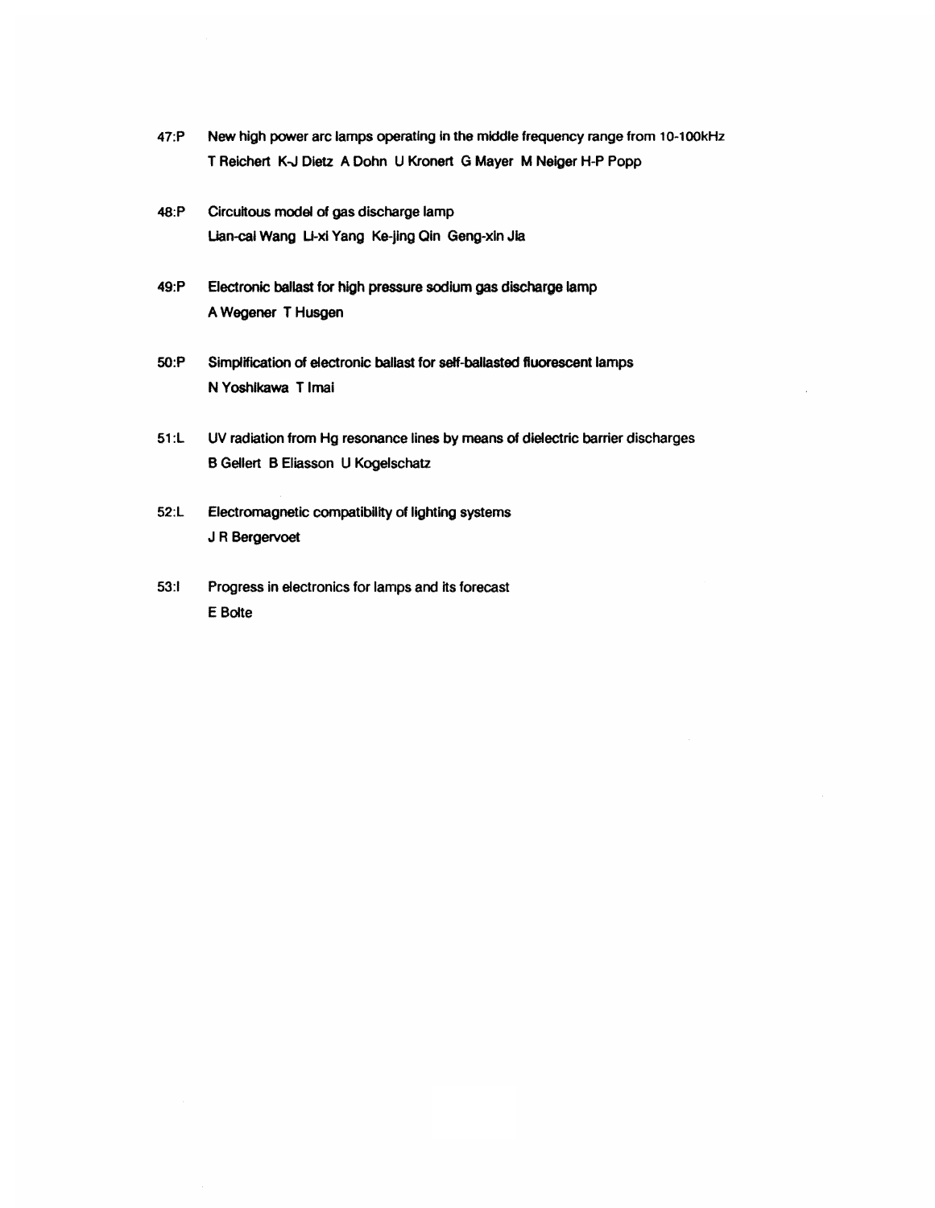47:P New high power arc lamps operating in the middle frequency range from 10-100kHz
T Reichert K-J Dietz A Dohn U Kronert G Mayer M Neiger H-P Popp

48:P Circuitous model of gas discharge lamp
Lian-cai Wang Li-xi Yang Ke-jing Qin Geng-xin Jia

49:P Electronic ballast for high pressure sodium gas discharge lamp
A Wegener T Husgen

50:P Simplification of electronic ballast for self-ballasted fluorescent lamps
N Yoshikawa T Imai

51:L UV radiation from Hg resonance lines by means of dielectric barrier discharges
B Gellert B Eliasson U Kogelschatz

52:L Electromagnetic compatibility of lighting systems
J R Bergervoet

53:I Progress in electronics for lamps and its forecast
E Bolte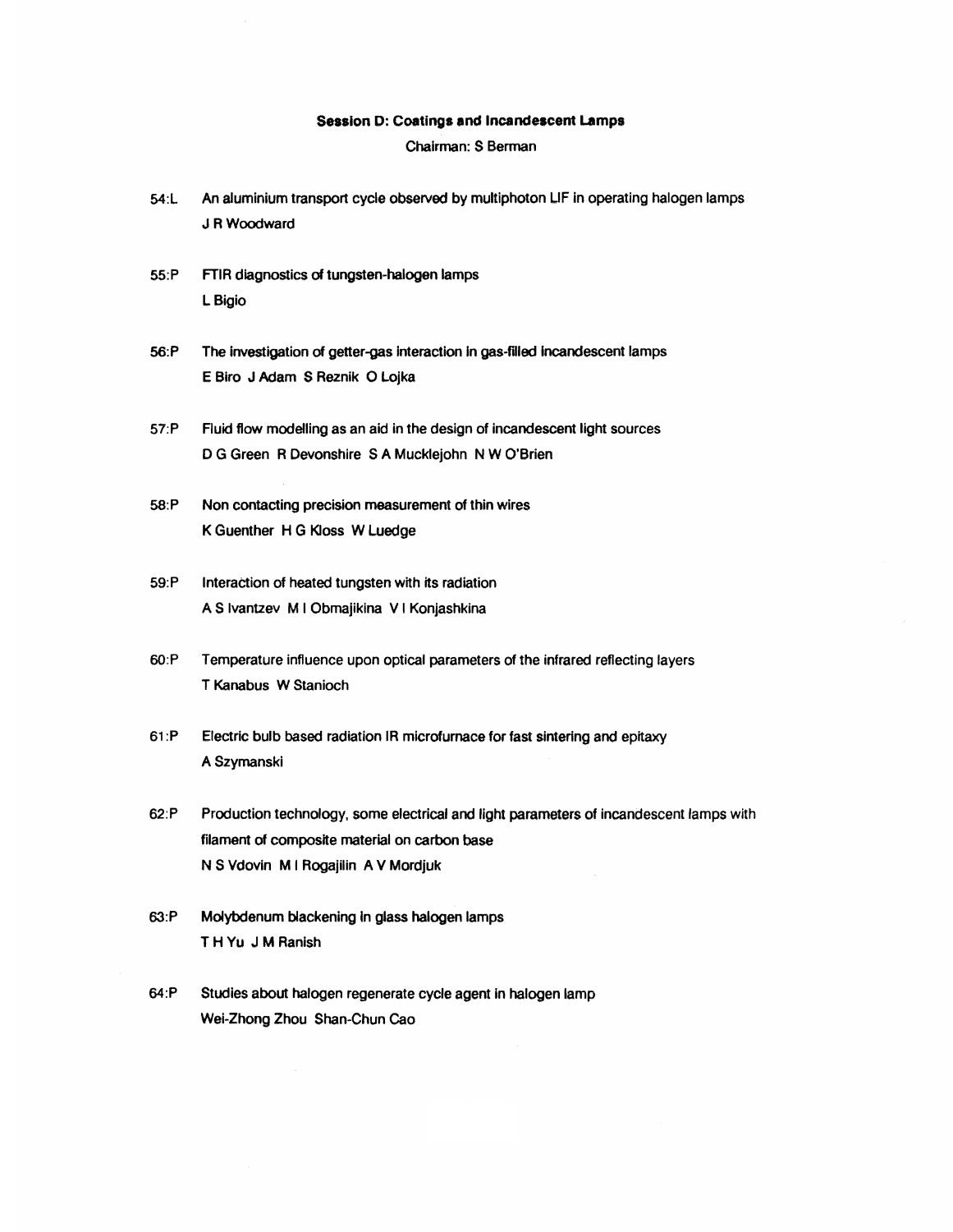**Session D: Coatings and Incandescent Lamps**

Chairman: S Berman

54:L An aluminium transport cycle observed by multiphoton LIF in operating halogen lamps
J R Woodward

55:P FTIR diagnostics of tungsten-halogen lamps
L Bigio

56:P The investigation of getter-gas interaction in gas-filled incandescent lamps
E Biro J Adam S Reznik O Lojka

57:P Fluid flow modelling as an aid in the design of incandescent light sources
D G Green R Devonshire S A Mucklejohn N W O'Brien

58:P Non contacting precision measurement of thin wires
K Guenther H G Kloss W Luedge

59:P Interaction of heated tungsten with its radiation
A S Ivantzev M I Obmajikina V I Konjashkina

60:P Temperature influence upon optical parameters of the infrared reflecting layers
T Kanabus W Stanioch

61:P Electric bulb based radiation IR microfurnace for fast sintering and epitaxy
A Szymanski

62:P Production technology, some electrical and light parameters of incandescent lamps with filament of composite material on carbon base
N S Vdovin M I Rogajilin A V Mordjuk

63:P Molybdenum blackening in glass halogen lamps
T H Yu J M Ranish

64:P Studies about halogen regenerate cycle agent in halogen lamp
Wei-Zhong Zhou Shan-Chun Cao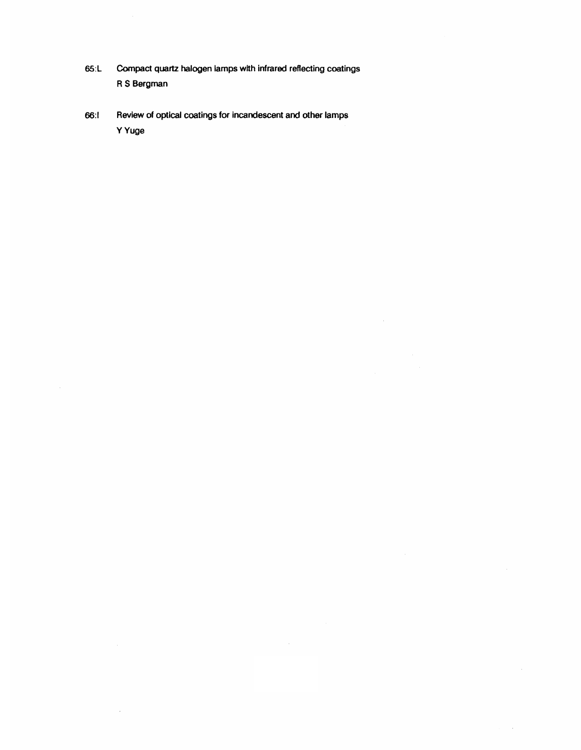65:L Compact quartz halogen lamps with infrared reflecting coatings
R S Bergman

66:I Review of optical coatings for incandescent and other lamps
Y Yuge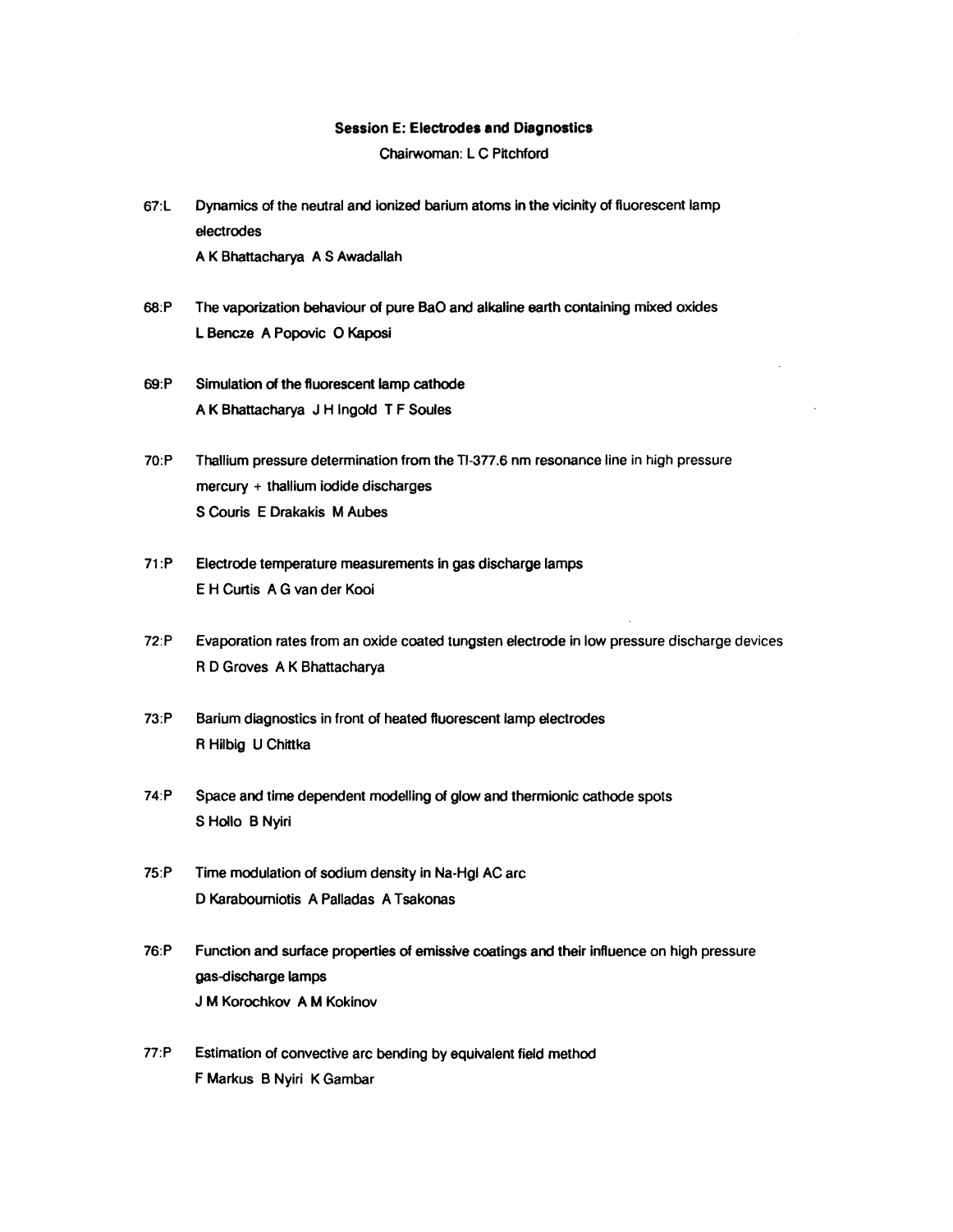**Session E: Electrodes and Diagnostics**

Chairwoman: L C Pitchford

67:L Dynamics of the neutral and ionized barium atoms in the vicinity of fluorescent lamp electrodes
A K Bhattacharya A S Awadallah

68:P The vaporization behaviour of pure BaO and alkaline earth containing mixed oxides
L Bencze A Popovic O Kaposi

69:P Simulation of the fluorescent lamp cathode
A K Bhattacharya J H Ingold T F Soules

70:P Thallium pressure determination from the Tl-377.6 nm resonance line in high pressure mercury + thallium iodide discharges
S Couris E Drakakis M Aubes

71:P Electrode temperature measurements in gas discharge lamps
E H Curtis A G van der Kooi

72:P Evaporation rates from an oxide coated tungsten electrode in low pressure discharge devices
R D Groves A K Bhattacharya

73:P Barium diagnostics in front of heated fluorescent lamp electrodes
R Hilbig U Chittka

74:P Space and time dependent modelling of glow and thermionic cathode spots
S Hollo B Nyiri

75:P Time modulation of sodium density in Na-HgI AC arc
D Karabourniotis A Palladas A Tsakonas

76:P Function and surface properties of emissive coatings and their influence on high pressure gas-discharge lamps
J M Korochkov A M Kokinov

77:P Estimation of convective arc bending by equivalent field method
F Markus B Nyiri K Gambar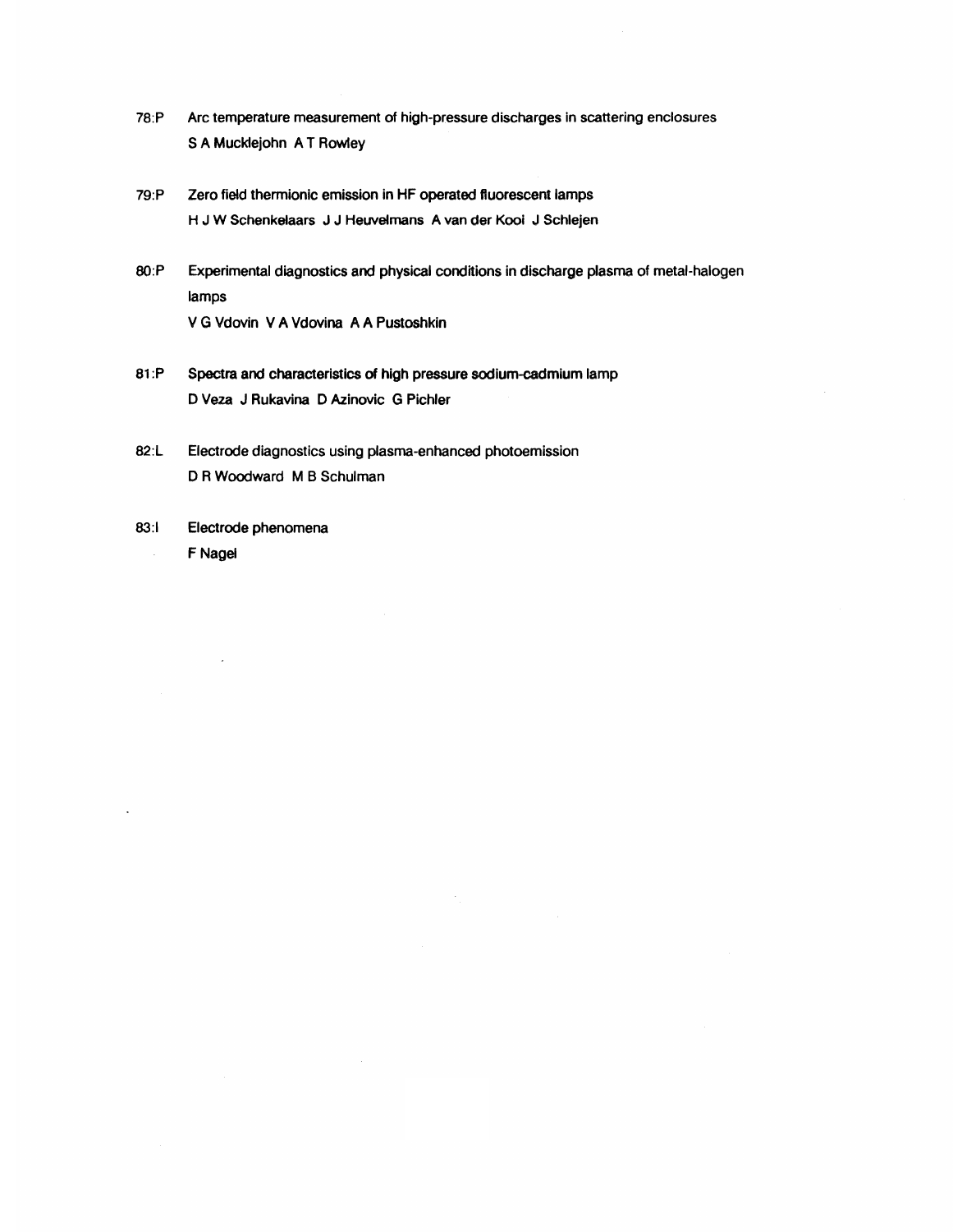78:P Arc temperature measurement of high-pressure discharges in scattering enclosures
S A Mucklejohn A T Rowley

79:P Zero field thermionic emission in HF operated fluorescent lamps
H J W Schenkelaars J J Heuvelmans A van der Kooi J Schlejen

80:P Experimental diagnostics and physical conditions in discharge plasma of metal-halogen lamps
V G Vdovin V A Vdovina A A Pustoshkin

81:P Spectra and characteristics of high pressure sodium-cadmium lamp
D Veza J Rukavina D Azinovic G Pichler

82:L Electrode diagnostics using plasma-enhanced photoemission
D R Woodward M B Schulman

83:I Electrode phenomena
F Nagel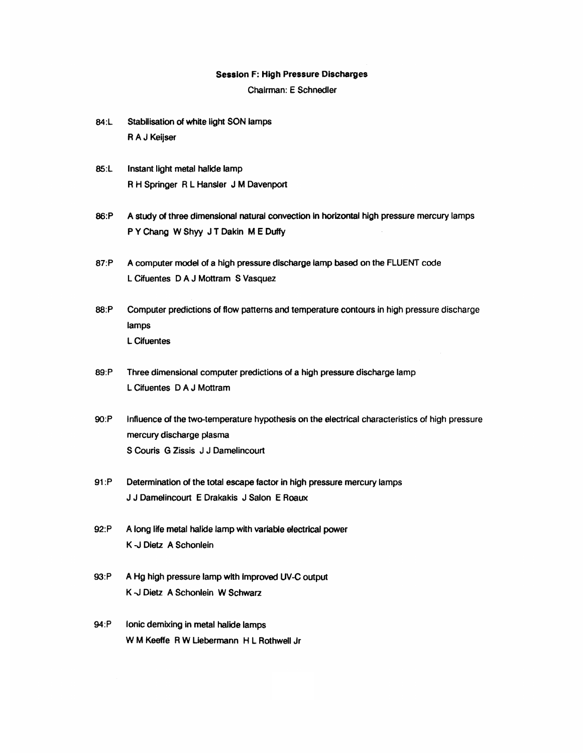## Session F: High Pressure Discharges

Chairman: E Schnedler

84:L Stabilisation of white light SON lamps
R A J Keijser

85:L Instant light metal halide lamp
R H Springer R L Hansler J M Davenport

86:P A study of three dimensional natural convection in horizontal high pressure mercury lamps
P Y Chang W Shyy J T Dakin M E Duffy

87:P A computer model of a high pressure discharge lamp based on the FLUENT code
L Cifuentes D A J Mottram S Vasquez

88:P Computer predictions of flow patterns and temperature contours in high pressure discharge lamps
L Cifuentes

89:P Three dimensional computer predictions of a high pressure discharge lamp
L Cifuentes D A J Mottram

90:P Influence of the two-temperature hypothesis on the electrical characteristics of high pressure mercury discharge plasma
S Couris G Zissis J J Damelincourt

91:P Determination of the total escape factor in high pressure mercury lamps
J J Damelincourt E Drakakis J Salon E Roaux

92:P A long life metal halide lamp with variable electrical power
K -J Dietz A Schonlein

93:P A Hg high pressure lamp with improved UV-C output
K -J Dietz A Schonlein W Schwarz

94:P Ionic demixing in metal halide lamps
W M Keeffe R W Liebermann H L Rothwell Jr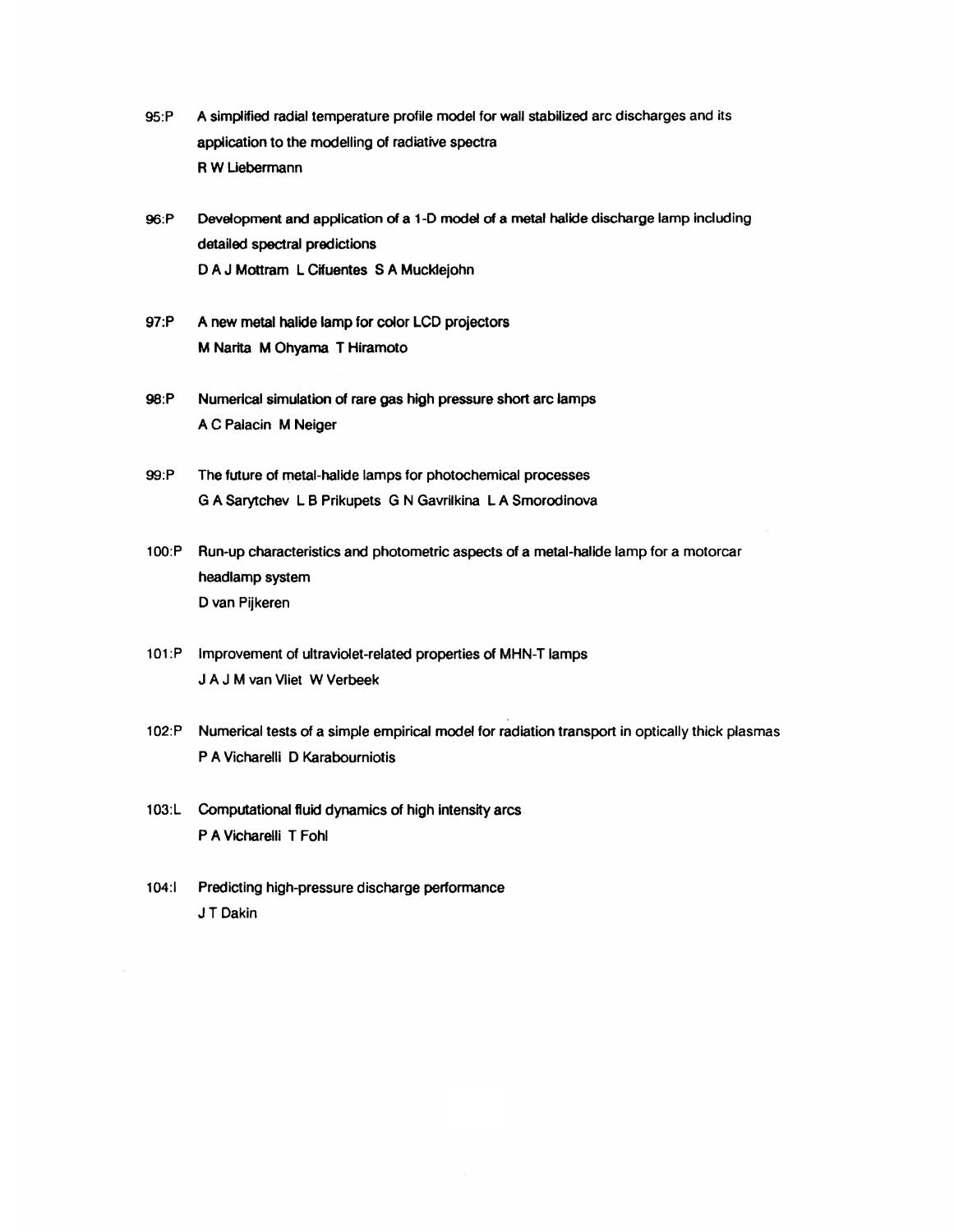95:P A simplified radial temperature profile model for wall stabilized arc discharges and its application to the modelling of radiative spectra
R W Liebermann

96:P Development and application of a 1-D model of a metal halide discharge lamp including detailed spectral predictions
D A J Mottram L Cifuentes S A Mucklejohn

97:P A new metal halide lamp for color LCD projectors
M Narita M Ohyama T Hiramoto

98:P Numerical simulation of rare gas high pressure short arc lamps
A C Palacin M Neiger

99:P The future of metal-halide lamps for photochemical processes
G A Sarytchev L B Prikupets G N Gavrilkina L A Smorodinova

100:P Run-up characteristics and photometric aspects of a metal-halide lamp for a motorcar headlamp system
D van Pijkeren

101:P Improvement of ultraviolet-related properties of MHN-T lamps
J A J M van Vliet W Verbeek

102:P Numerical tests of a simple empirical model for radiation transport in optically thick plasmas
P A Vicharelli D Karabourniotis

103:L Computational fluid dynamics of high intensity arcs
P A Vicharelli T Fohl

104:I Predicting high-pressure discharge performance
J T Dakin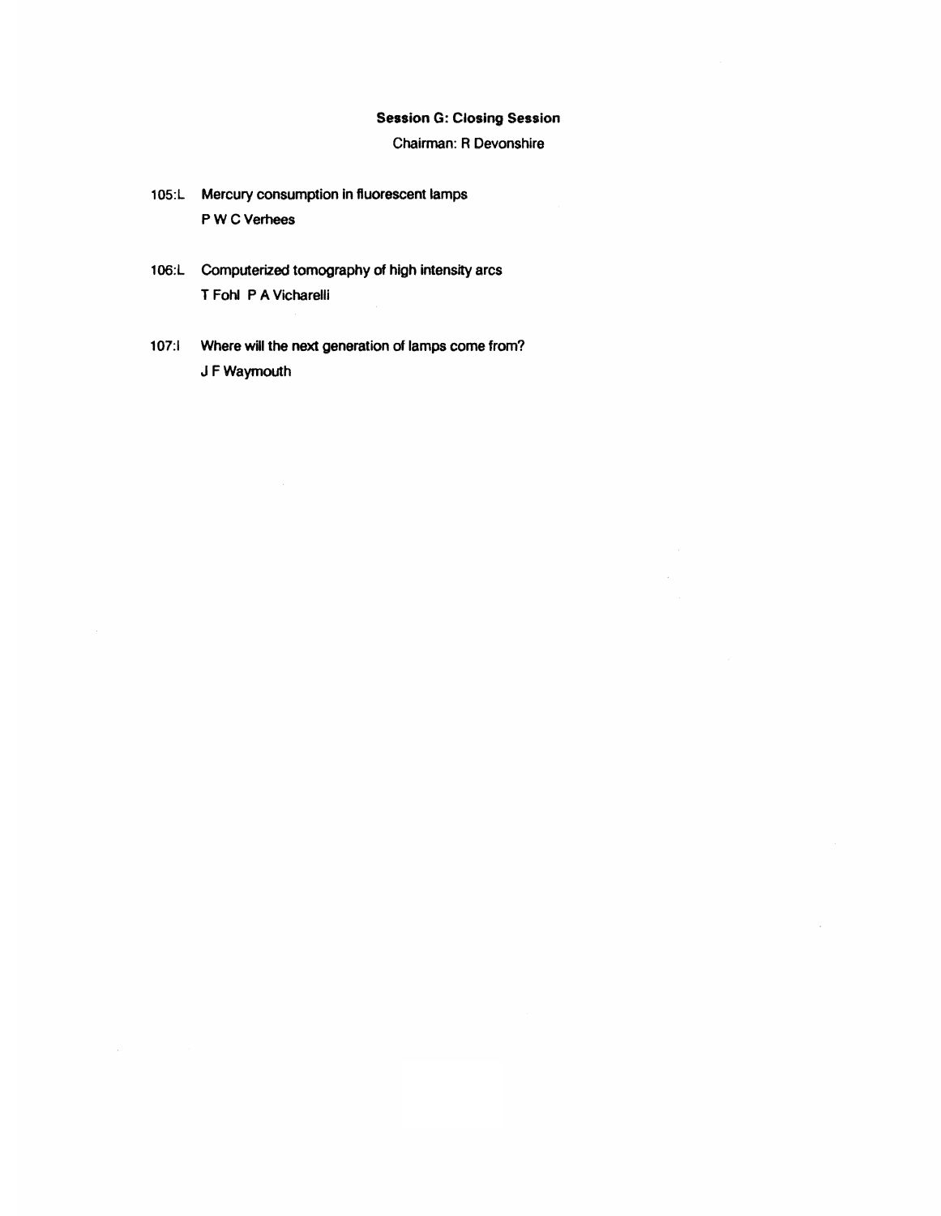## Session G: Closing Session

Chairman: R Devonshire

105:L Mercury consumption in fluorescent lamps
P W C Verhees

106:L Computerized tomography of high intensity arcs
T Fohl P A Vicharelli

107:I Where will the next generation of lamps come from?
J F Waymouth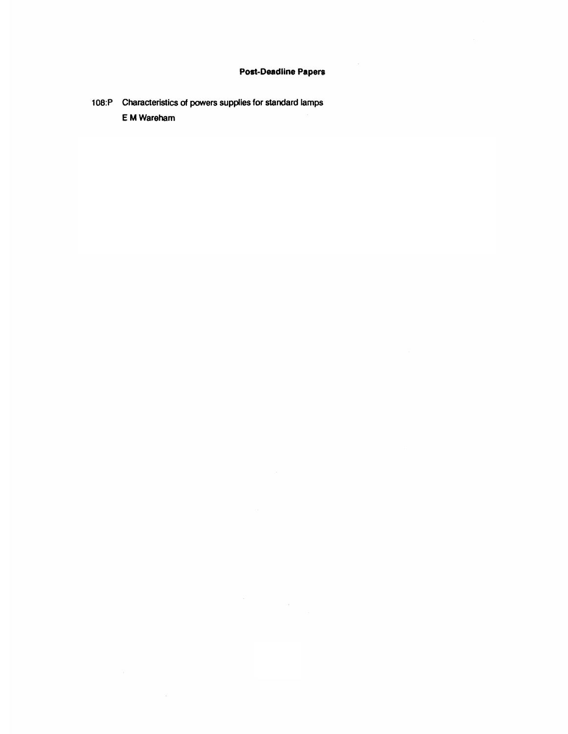**Post-Deadline Papers**

108:P Characteristics of powers supplies for standard lamps

E M Wareham